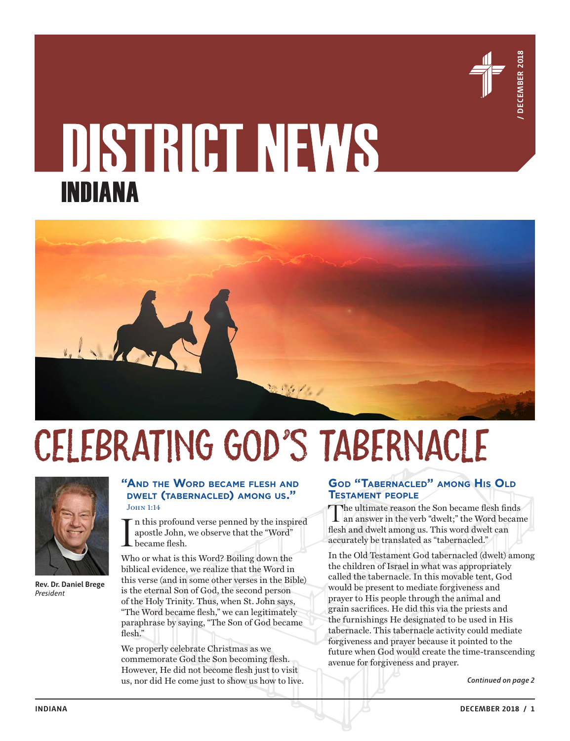# DISTRICT NEWS
## INDIANA

/ DECEMBER 2018

# CELEBRATING GOD'S TABERNACLE

**Rev. Dr. Daniel Brege**
*President*

### "And the Word became flesh and dwelt (tabernacled) among us."
John 1:14

In this profound verse penned by the inspired apostle John, we observe that the "Word" became flesh.

Who or what is this Word? Boiling down the biblical evidence, we realize that the Word in this verse (and in some other verses in the Bible) is the eternal Son of God, the second person of the Holy Trinity. Thus, when St. John says, "The Word became flesh," we can legitimately paraphrase by saying, "The Son of God became flesh."

We properly celebrate Christmas as we commemorate God the Son becoming flesh. However, He did not become flesh just to visit us, nor did He come just to show us how to live.

### God "Tabernacled" among His Old Testament people

The ultimate reason the Son became flesh finds an answer in the verb "dwelt;" the Word became flesh and dwelt among us. This word dwelt can accurately be translated as "tabernacled."

In the Old Testament God tabernacled (dwelt) among the children of Israel in what was appropriately called the tabernacle. In this movable tent, God would be present to mediate forgiveness and prayer to His people through the animal and grain sacrifices. He did this via the priests and the furnishings He designated to be used in His tabernacle. This tabernacle activity could mediate forgiveness and prayer because it pointed to the future when God would create the time-transcending avenue for forgiveness and prayer.

*Continued on page 2*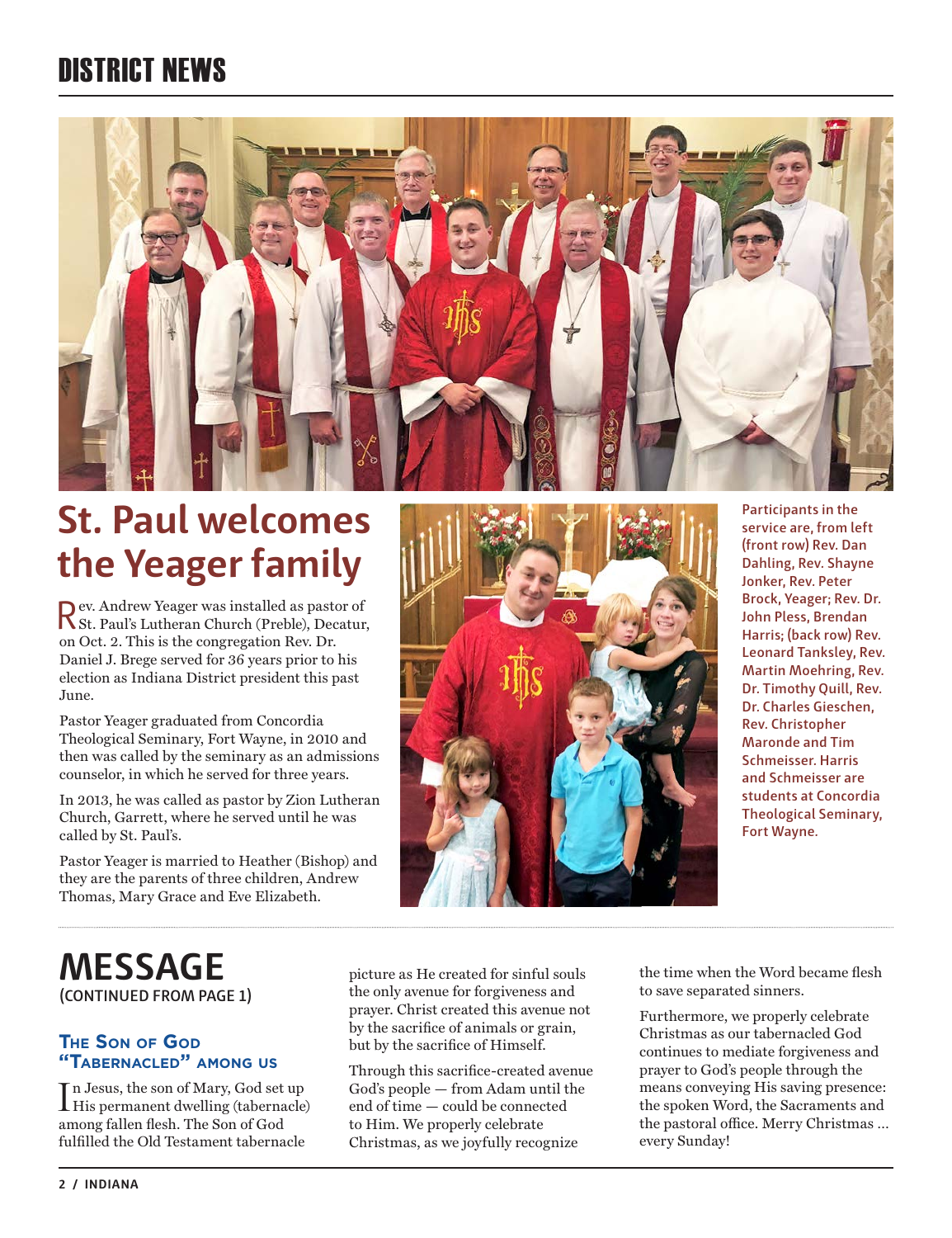# DISTRICT NEWS

## St. Paul welcomes the Yeager family

Rev. Andrew Yeager was installed as pastor of St. Paul's Lutheran Church (Preble), Decatur, on Oct. 2. This is the congregation Rev. Dr. Daniel J. Brege served for 36 years prior to his election as Indiana District president this past June.

Pastor Yeager graduated from Concordia Theological Seminary, Fort Wayne, in 2010 and then was called by the seminary as an admissions counselor, in which he served for three years.

In 2013, he was called as pastor by Zion Lutheran Church, Garrett, where he served until he was called by St. Paul's.

Pastor Yeager is married to Heather (Bishop) and they are the parents of three children, Andrew Thomas, Mary Grace and Eve Elizabeth.

Participants in the service are, from left (front row) Rev. Dan Dahling, Rev. Shayne Jonker, Rev. Peter Brock, Yeager; Rev. Dr. John Pless, Brendan Harris; (back row) Rev. Leonard Tanksley, Rev. Martin Moehring, Rev. Dr. Timothy Quill, Rev. Dr. Charles Gieschen, Rev. Christopher Maronde and Tim Schmeisser. Harris and Schmeisser are students at Concordia Theological Seminary, Fort Wayne.

## MESSAGE
(CONTINUED FROM PAGE 1)

### The Son of God "Tabernacled" among us

In Jesus, the son of Mary, God set up His permanent dwelling (tabernacle) among fallen flesh. The Son of God fulfilled the Old Testament tabernacle picture as He created for sinful souls the only avenue for forgiveness and prayer. Christ created this avenue not by the sacrifice of animals or grain, but by the sacrifice of Himself.

Through this sacrifice-created avenue God's people — from Adam until the end of time — could be connected to Him. We properly celebrate Christmas, as we joyfully recognize the time when the Word became flesh to save separated sinners.

Furthermore, we properly celebrate Christmas as our tabernacled God continues to mediate forgiveness and prayer to God's people through the means conveying His saving presence: the spoken Word, the Sacraments and the pastoral office. Merry Christmas … every Sunday!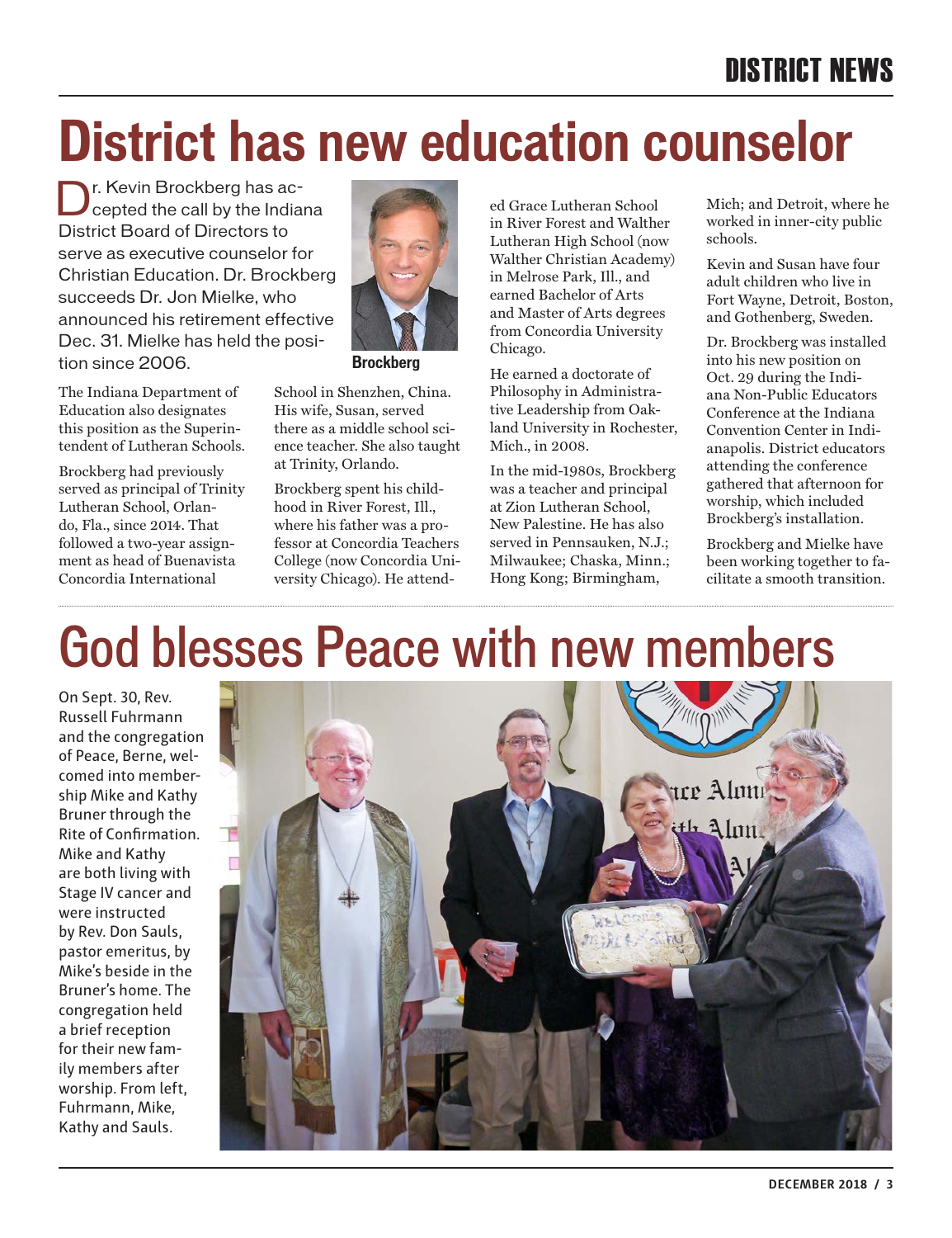# District has new education counselor

Dr. Kevin Brockberg has accepted the call by the Indiana District Board of Directors to serve as executive counselor for Christian Education. Dr. Brockberg succeeds Dr. Jon Mielke, who announced his retirement effective Dec. 31. Mielke has held the position since 2006.

Brockberg

The Indiana Department of Education also designates this position as the Superintendent of Lutheran Schools.

Brockberg had previously served as principal of Trinity Lutheran School, Orlando, Fla., since 2014. That followed a two-year assignment as head of Buenavista Concordia International School in Shenzhen, China. His wife, Susan, served there as a middle school science teacher. She also taught at Trinity, Orlando.

Brockberg spent his childhood in River Forest, Ill., where his father was a professor at Concordia Teachers College (now Concordia University Chicago). He attended Grace Lutheran School in River Forest and Walther Lutheran High School (now Walther Christian Academy) in Melrose Park, Ill., and earned Bachelor of Arts and Master of Arts degrees from Concordia University Chicago.

He earned a doctorate of Philosophy in Administrative Leadership from Oakland University in Rochester, Mich., in 2008.

In the mid-1980s, Brockberg was a teacher and principal at Zion Lutheran School, New Palestine. He has also served in Pennsauken, N.J.; Milwaukee; Chaska, Minn.; Hong Kong; Birmingham, Mich; and Detroit, where he worked in inner-city public schools.

Kevin and Susan have four adult children who live in Fort Wayne, Detroit, Boston, and Gothenberg, Sweden.

Dr. Brockberg was installed into his new position on Oct. 29 during the Indiana Non-Public Educators Conference at the Indiana Convention Center in Indianapolis. District educators attending the conference gathered that afternoon for worship, which included Brockberg's installation.

Brockberg and Mielke have been working together to facilitate a smooth transition.

# God blesses Peace with new members

On Sept. 30, Rev. Russell Fuhrmann and the congregation of Peace, Berne, welcomed into membership Mike and Kathy Bruner through the Rite of Confirmation. Mike and Kathy are both living with Stage IV cancer and were instructed by Rev. Don Sauls, pastor emeritus, by Mike's beside in the Bruner's home. The congregation held a brief reception for their new family members after worship. From left, Fuhrmann, Mike, Kathy and Sauls.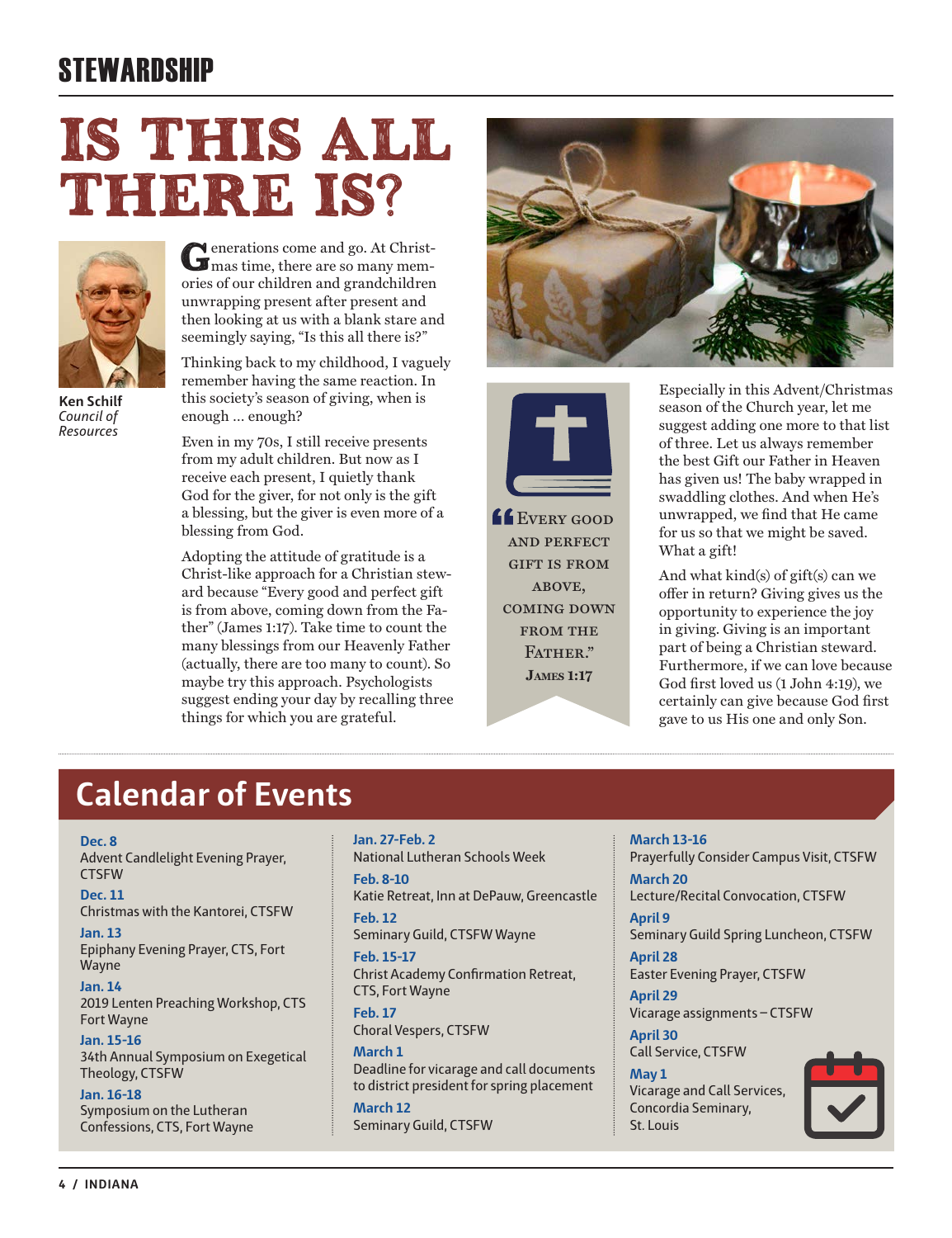## STEWARDSHIP

# IS THIS ALL THERE IS?

**Ken Schilf**
*Council of Resources*

Generations come and go. At Christmas time, there are so many memories of our children and grandchildren unwrapping present after present and then looking at us with a blank stare and seemingly saying, "Is this all there is?"

Thinking back to my childhood, I vaguely remember having the same reaction. In this society's season of giving, when is enough … enough?

Even in my 70s, I still receive presents from my adult children. But now as I receive each present, I quietly thank God for the giver, for not only is the gift a blessing, but the giver is even more of a blessing from God.

Adopting the attitude of gratitude is a Christ-like approach for a Christian steward because "Every good and perfect gift is from above, coming down from the Father" (James 1:17). Take time to count the many blessings from our Heavenly Father (actually, there are too many to count). So maybe try this approach. Psychologists suggest ending your day by recalling three things for which you are grateful.

> "Every good and perfect gift is from above, coming down from the Father."
> James 1:17

Especially in this Advent/Christmas season of the Church year, let me suggest adding one more to that list of three. Let us always remember the best Gift our Father in Heaven has given us! The baby wrapped in swaddling clothes. And when He's unwrapped, we find that He came for us so that we might be saved. What a gift!

And what kind(s) of gift(s) can we offer in return? Giving gives us the opportunity to experience the joy in giving. Giving is an important part of being a Christian steward. Furthermore, if we can love because God first loved us (1 John 4:19), we certainly can give because God first gave to us His one and only Son.

## Calendar of Events

**Dec. 8**
Advent Candlelight Evening Prayer, CTSFW

**Dec. 11**
Christmas with the Kantorei, CTSFW

**Jan. 13**
Epiphany Evening Prayer, CTS, Fort Wayne

**Jan. 14**
2019 Lenten Preaching Workshop, CTS Fort Wayne

**Jan. 15-16**
34th Annual Symposium on Exegetical Theology, CTSFW

**Jan. 16-18**
Symposium on the Lutheran Confessions, CTS, Fort Wayne

**Jan. 27-Feb. 2**
National Lutheran Schools Week

**Feb. 8-10**
Katie Retreat, Inn at DePauw, Greencastle

**Feb. 12**
Seminary Guild, CTSFW Wayne

**Feb. 15-17**
Christ Academy Confirmation Retreat, CTS, Fort Wayne

**Feb. 17**
Choral Vespers, CTSFW

**March 1**
Deadline for vicarage and call documents to district president for spring placement

**March 12**
Seminary Guild, CTSFW

**March 13-16**
Prayerfully Consider Campus Visit, CTSFW

**March 20**
Lecture/Recital Convocation, CTSFW

**April 9**
Seminary Guild Spring Luncheon, CTSFW

**April 28**
Easter Evening Prayer, CTSFW

**April 29**
Vicarage assignments – CTSFW

**April 30**
Call Service, CTSFW

**May 1**
Vicarage and Call Services, Concordia Seminary, St. Louis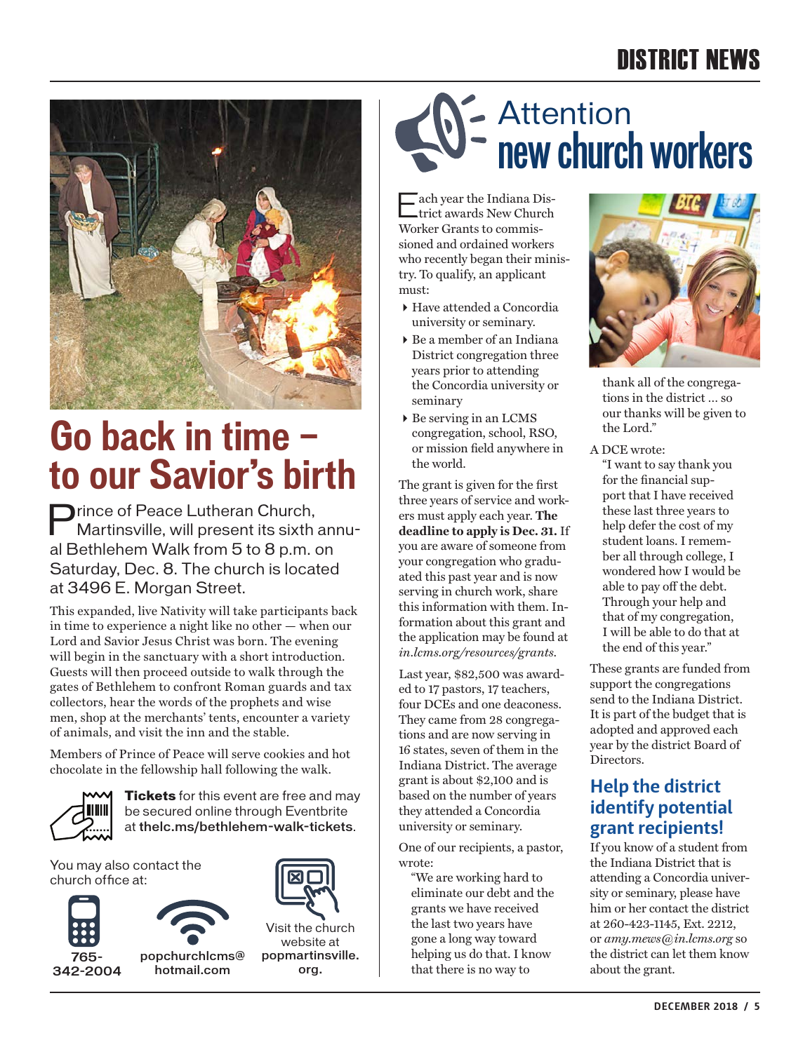# Go back in time – to our Savior's birth

Prince of Peace Lutheran Church, Martinsville, will present its sixth annual Bethlehem Walk from 5 to 8 p.m. on Saturday, Dec. 8. The church is located at 3496 E. Morgan Street.

This expanded, live Nativity will take participants back in time to experience a night like no other — when our Lord and Savior Jesus Christ was born. The evening will begin in the sanctuary with a short introduction. Guests will then proceed outside to walk through the gates of Bethlehem to confront Roman guards and tax collectors, hear the words of the prophets and wise men, shop at the merchants' tents, encounter a variety of animals, and visit the inn and the stable.

Members of Prince of Peace will serve cookies and hot chocolate in the fellowship hall following the walk.

**Tickets** for this event are free and may be secured online through Eventbrite at **thelc.ms/bethlehem-walk-tickets**.

You may also contact the church office at:

**765-342-2004**

**popchurchlcms@hotmail.com**

Visit the church website at **popmartinsville.org**.

# Attention new church workers

Each year the Indiana District awards New Church Worker Grants to commissioned and ordained workers who recently began their ministry. To qualify, an applicant must:

- Have attended a Concordia university or seminary.
- Be a member of an Indiana District congregation three years prior to attending the Concordia university or seminary
- Be serving in an LCMS congregation, school, RSO, or mission field anywhere in the world.

The grant is given for the first three years of service and workers must apply each year. **The deadline to apply is Dec. 31.** If you are aware of someone from your congregation who graduated this past year and is now serving in church work, share this information with them. Information about this grant and the application may be found at *in.lcms.org/resources/grants*.

Last year, $82,500 was awarded to 17 pastors, 17 teachers, four DCEs and one deaconess. They came from 28 congregations and are now serving in 16 states, seven of them in the Indiana District. The average grant is about $2,100 and is based on the number of years they attended a Concordia university or seminary.

One of our recipients, a pastor, wrote:

> "We are working hard to eliminate our debt and the grants we have received the last two years have gone a long way toward helping us do that. I know that there is no way to thank all of the congregations in the district … so our thanks will be given to the Lord."

A DCE wrote:

> "I want to say thank you for the financial support that I have received these last three years to help defer the cost of my student loans. I remember all through college, I wondered how I would be able to pay off the debt. Through your help and that of my congregation, I will be able to do that at the end of this year."

These grants are funded from support the congregations send to the Indiana District. It is part of the budget that is adopted and approved each year by the district Board of Directors.

## Help the district identify potential grant recipients!

If you know of a student from the Indiana District that is attending a Concordia university or seminary, please have him or her contact the district at 260-423-1145, Ext. 2212, or *amy.mews@in.lcms.org* so the district can let them know about the grant.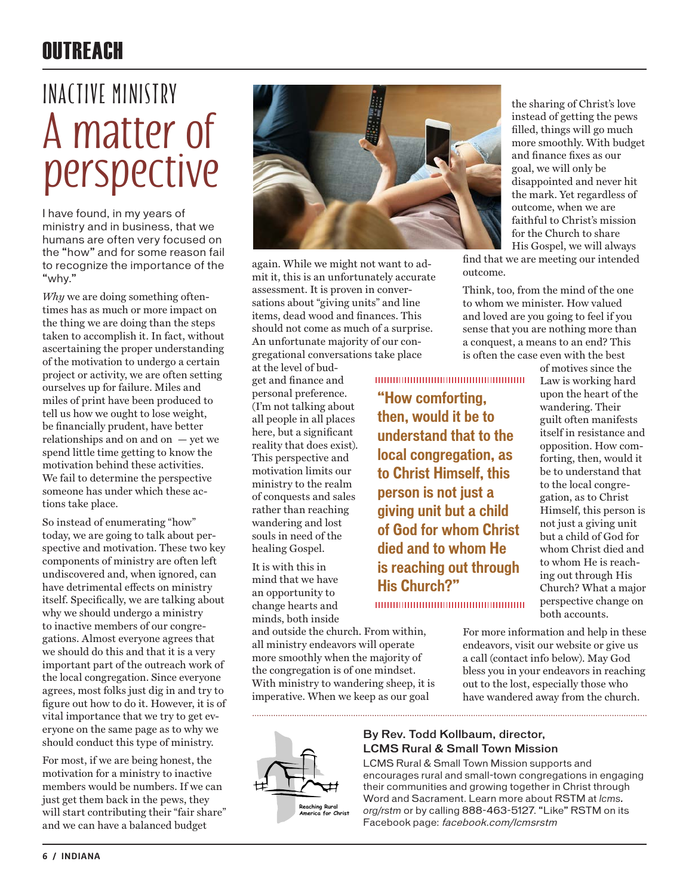# OUTREACH

## INACTIVE MINISTRY
# A matter of perspective

I have found, in my years of ministry and in business, that we humans are often very focused on the "how" and for some reason fail to recognize the importance of the "why."

*Why* we are doing something oftentimes has as much or more impact on the thing we are doing than the steps taken to accomplish it. In fact, without ascertaining the proper understanding of the motivation to undergo a certain project or activity, we are often setting ourselves up for failure. Miles and miles of print have been produced to tell us how we ought to lose weight, be financially prudent, have better relationships and on and on — yet we spend little time getting to know the motivation behind these activities. We fail to determine the perspective someone has under which these actions take place.

So instead of enumerating "how" today, we are going to talk about perspective and motivation. These two key components of ministry are often left undiscovered and, when ignored, can have detrimental effects on ministry itself. Specifically, we are talking about why we should undergo a ministry to inactive members of our congregations. Almost everyone agrees that we should do this and that it is a very important part of the outreach work of the local congregation. Since everyone agrees, most folks just dig in and try to figure out how to do it. However, it is of vital importance that we try to get everyone on the same page as to why we should conduct this type of ministry.

For most, if we are being honest, the motivation for a ministry to inactive members would be numbers. If we can just get them back in the pews, they will start contributing their "fair share" and we can have a balanced budget again. While we might not want to admit it, this is an unfortunately accurate assessment. It is proven in conversations about "giving units" and line items, dead wood and finances. This should not come as much of a surprise. An unfortunate majority of our congregational conversations take place at the level of budget and finance and personal preference. (I'm not talking about all people in all places here, but a significant reality that does exist). This perspective and motivation limits our ministry to the realm of conquests and sales rather than reaching wandering and lost souls in need of the healing Gospel.

It is with this in mind that we have an opportunity to change hearts and minds, both inside and outside the church. From within, all ministry endeavors will operate more smoothly when the majority of the congregation is of one mindset. With ministry to wandering sheep, it is imperative. When we keep as our goal the sharing of Christ's love instead of getting the pews filled, things will go much more smoothly. With budget and finance fixes as our goal, we will only be disappointed and never hit the mark. Yet regardless of outcome, when we are faithful to Christ's mission for the Church to share His Gospel, we will always find that we are meeting our intended outcome.

> **"How comforting, then, would it be to understand that to the local congregation, as to Christ Himself, this person is not just a giving unit but a child of God for whom Christ died and to whom He is reaching out through His Church?"**

Think, too, from the mind of the one to whom we minister. How valued and loved are you going to feel if you sense that you are nothing more than a conquest, a means to an end? This is often the case even with the best of motives since the Law is working hard upon the heart of the wandering. Their guilt often manifests itself in resistance and opposition. How comforting, then, would it be to understand that to the local congregation, as to Christ Himself, this person is not just a giving unit but a child of God for whom Christ died and to whom He is reaching out through His Church? What a major perspective change on both accounts.

For more information and help in these endeavors, visit our website or give us a call (contact info below). May God bless you in your endeavors in reaching out to the lost, especially those who have wandered away from the church.

---

Reaching Rural America for Christ

**By Rev. Todd Kollbaum, director, LCMS Rural & Small Town Mission**

LCMS Rural & Small Town Mission supports and encourages rural and small-town congregations in engaging their communities and growing together in Christ through Word and Sacrament. Learn more about RSTM at *lcms.org/rstm* or by calling 888-463-5127. "Like" RSTM on its Facebook page: *facebook.com/lcmsrstm*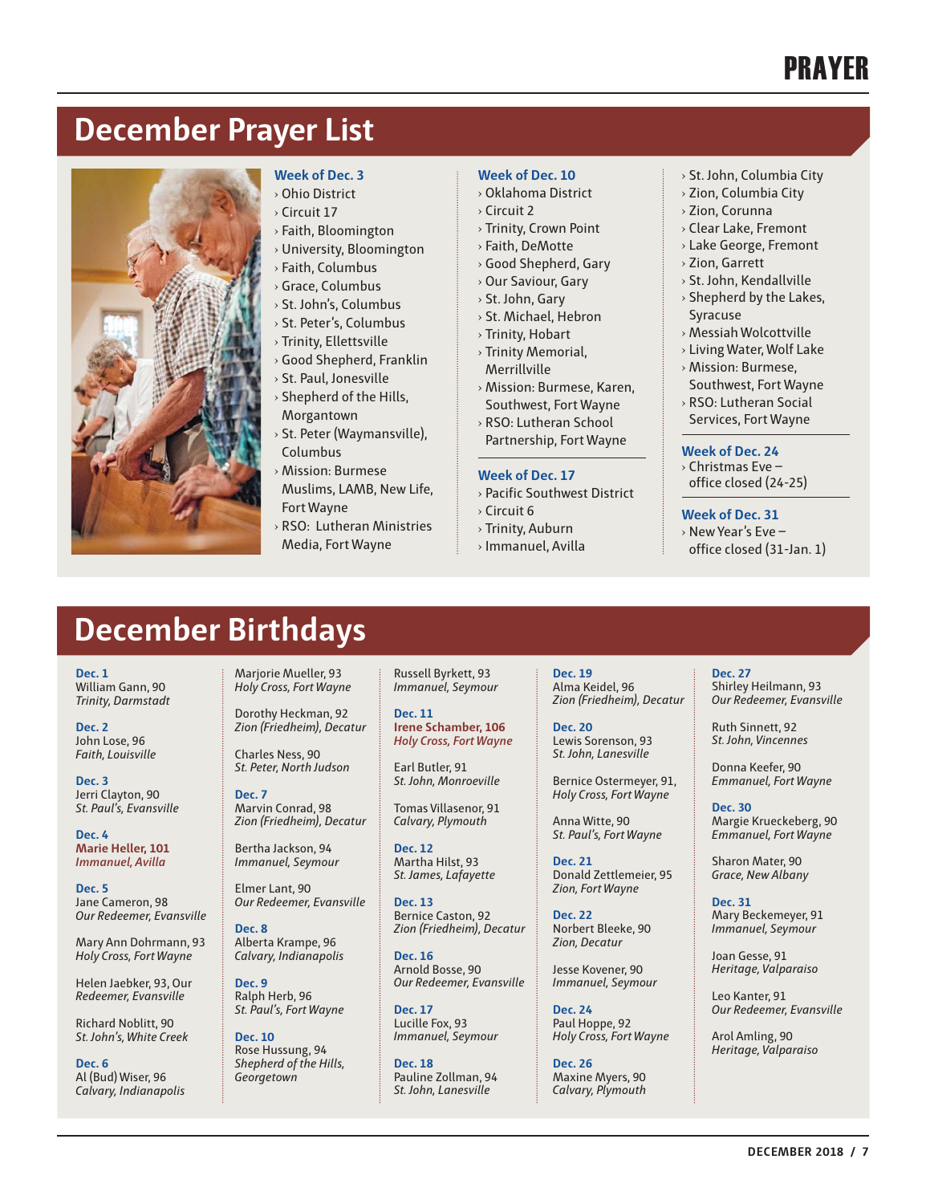# PRAYER

## December Prayer List

**Week of Dec. 3**
- Ohio District
- Circuit 17
- Faith, Bloomington
- University, Bloomington
- Faith, Columbus
- Grace, Columbus
- St. John's, Columbus
- St. Peter's, Columbus
- Trinity, Ellettsville
- Good Shepherd, Franklin
- St. Paul, Jonesville
- Shepherd of the Hills, Morgantown
- St. Peter (Waymansville), Columbus
- Mission: Burmese Muslims, LAMB, New Life, Fort Wayne
- RSO: Lutheran Ministries Media, Fort Wayne

**Week of Dec. 10**
- Oklahoma District
- Circuit 2
- Trinity, Crown Point
- Faith, DeMotte
- Good Shepherd, Gary
- Our Saviour, Gary
- St. John, Gary
- St. Michael, Hebron
- Trinity, Hobart
- Trinity Memorial, Merrillville
- Mission: Burmese, Karen, Southwest, Fort Wayne
- RSO: Lutheran School Partnership, Fort Wayne

**Week of Dec. 17**
- Pacific Southwest District
- Circuit 6
- Trinity, Auburn
- Immanuel, Avilla
- St. John, Columbia City
- Zion, Columbia City
- Zion, Corunna
- Clear Lake, Fremont
- Lake George, Fremont
- Zion, Garrett
- St. John, Kendallville
- Shepherd by the Lakes, Syracuse
- Messiah Wolcottville
- Living Water, Wolf Lake
- Mission: Burmese, Southwest, Fort Wayne
- RSO: Lutheran Social Services, Fort Wayne

**Week of Dec. 24**
- Christmas Eve – office closed (24-25)

**Week of Dec. 31**
- New Year's Eve – office closed (31-Jan. 1)

## December Birthdays

**Dec. 1**
William Gann, 90
*Trinity, Darmstadt*

**Dec. 2**
John Lose, 96
*Faith, Louisville*

**Dec. 3**
Jerri Clayton, 90
*St. Paul's, Evansville*

**Dec. 4**
**Marie Heller, 101**
***Immanuel, Avilla***

**Dec. 5**
Jane Cameron, 98
*Our Redeemer, Evansville*

Mary Ann Dohrmann, 93
*Holy Cross, Fort Wayne*

Helen Jaebker, 93, *Our Redeemer, Evansville*

Richard Noblitt, 90
*St. John's, White Creek*

**Dec. 6**
Al (Bud) Wiser, 96
*Calvary, Indianapolis*

Marjorie Mueller, 93
*Holy Cross, Fort Wayne*

Dorothy Heckman, 92
*Zion (Friedheim), Decatur*

Charles Ness, 90
*St. Peter, North Judson*

**Dec. 7**
Marvin Conrad, 98
*Zion (Friedheim), Decatur*

Bertha Jackson, 94
*Immanuel, Seymour*

Elmer Lant, 90
*Our Redeemer, Evansville*

**Dec. 8**
Alberta Krampe, 96
*Calvary, Indianapolis*

**Dec. 9**
Ralph Herb, 96
*St. Paul's, Fort Wayne*

**Dec. 10**
Rose Hussung, 94
*Shepherd of the Hills, Georgetown*

Russell Byrkett, 93
*Immanuel, Seymour*

**Dec. 11**
**Irene Schamber, 106**
***Holy Cross, Fort Wayne***

Earl Butler, 91
*St. John, Monroeville*

Tomas Villasenor, 91
*Calvary, Plymouth*

**Dec. 12**
Martha Hilst, 93
*St. James, Lafayette*

**Dec. 13**
Bernice Caston, 92
*Zion (Friedheim), Decatur*

**Dec. 16**
Arnold Bosse, 90
*Our Redeemer, Evansville*

**Dec. 17**
Lucille Fox, 93
*Immanuel, Seymour*

**Dec. 18**
Pauline Zollman, 94
*St. John, Lanesville*

**Dec. 19**
Alma Keidel, 96
*Zion (Friedheim), Decatur*

**Dec. 20**
Lewis Sorenson, 93
*St. John, Lanesville*

Bernice Ostermeyer, 91,
*Holy Cross, Fort Wayne*

Anna Witte, 90
*St. Paul's, Fort Wayne*

**Dec. 21**
Donald Zettlemeier, 95
*Zion, Fort Wayne*

**Dec. 22**
Norbert Bleeke, 90
*Zion, Decatur*

Jesse Kovener, 90
*Immanuel, Seymour*

**Dec. 24**
Paul Hoppe, 92
*Holy Cross, Fort Wayne*

**Dec. 26**
Maxine Myers, 90
*Calvary, Plymouth*

**Dec. 27**
Shirley Heilmann, 93
*Our Redeemer, Evansville*

Ruth Sinnett, 92
*St. John, Vincennes*

Donna Keefer, 90
*Emmanuel, Fort Wayne*

**Dec. 30**
Margie Krueckeberg, 90
*Emmanuel, Fort Wayne*

Sharon Mater, 90
*Grace, New Albany*

**Dec. 31**
Mary Beckemeyer, 91
*Immanuel, Seymour*

Joan Gesse, 91
*Heritage, Valparaiso*

Leo Kanter, 91
*Our Redeemer, Evansville*

Arol Amling, 90
*Heritage, Valparaiso*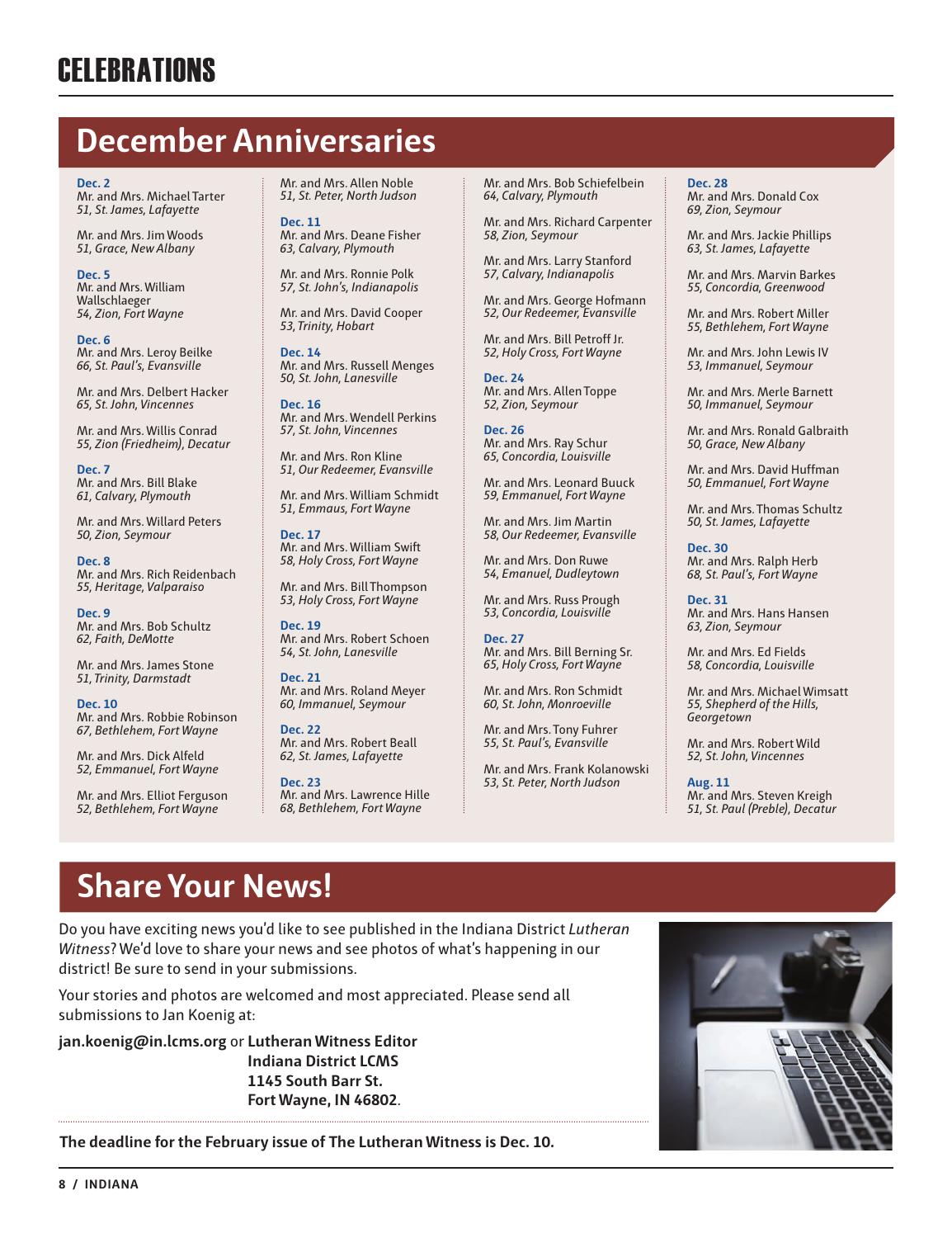# CELEBRATIONS

## December Anniversaries

**Dec. 2**
Mr. and Mrs. Michael Tarter
*51, St. James, Lafayette*

Mr. and Mrs. Jim Woods
*51, Grace, New Albany*

**Dec. 5**
Mr. and Mrs. William Wallschlaeger
*54, Zion, Fort Wayne*

**Dec. 6**
Mr. and Mrs. Leroy Beilke
*66, St. Paul's, Evansville*

Mr. and Mrs. Delbert Hacker
*65, St. John, Vincennes*

Mr. and Mrs. Willis Conrad
*55, Zion (Friedheim), Decatur*

**Dec. 7**
Mr. and Mrs. Bill Blake
*61, Calvary, Plymouth*

Mr. and Mrs. Willard Peters
*50, Zion, Seymour*

**Dec. 8**
Mr. and Mrs. Rich Reidenbach
*55, Heritage, Valparaiso*

**Dec. 9**
Mr. and Mrs. Bob Schultz
*62, Faith, DeMotte*

Mr. and Mrs. James Stone
*51, Trinity, Darmstadt*

**Dec. 10**
Mr. and Mrs. Robbie Robinson
*67, Bethlehem, Fort Wayne*

Mr. and Mrs. Dick Alfeld
*52, Emmanuel, Fort Wayne*

Mr. and Mrs. Elliot Ferguson
*52, Bethlehem, Fort Wayne*

Mr. and Mrs. Allen Noble
*51, St. Peter, North Judson*

**Dec. 11**
Mr. and Mrs. Deane Fisher
*63, Calvary, Plymouth*

Mr. and Mrs. Ronnie Polk
*57, St. John's, Indianapolis*

Mr. and Mrs. David Cooper
*53, Trinity, Hobart*

**Dec. 14**
Mr. and Mrs. Russell Menges
*50, St. John, Lanesville*

**Dec. 16**
Mr. and Mrs. Wendell Perkins
*57, St. John, Vincennes*

Mr. and Mrs. Ron Kline
*51, Our Redeemer, Evansville*

Mr. and Mrs. William Schmidt
*51, Emmaus, Fort Wayne*

**Dec. 17**
Mr. and Mrs. William Swift
*58, Holy Cross, Fort Wayne*

Mr. and Mrs. Bill Thompson
*53, Holy Cross, Fort Wayne*

**Dec. 19**
Mr. and Mrs. Robert Schoen
*54, St. John, Lanesville*

**Dec. 21**
Mr. and Mrs. Roland Meyer
*60, Immanuel, Seymour*

**Dec. 22**
Mr. and Mrs. Robert Beall
*62, St. James, Lafayette*

**Dec. 23**
Mr. and Mrs. Lawrence Hille
*68, Bethlehem, Fort Wayne*

Mr. and Mrs. Bob Schiefelbein
*64, Calvary, Plymouth*

Mr. and Mrs. Richard Carpenter
*58, Zion, Seymour*

Mr. and Mrs. Larry Stanford
*57, Calvary, Indianapolis*

Mr. and Mrs. George Hofmann
*52, Our Redeemer, Evansville*

Mr. and Mrs. Bill Petroff Jr.
*52, Holy Cross, Fort Wayne*

**Dec. 24**
Mr. and Mrs. Allen Toppe
*52, Zion, Seymour*

**Dec. 26**
Mr. and Mrs. Ray Schur
*65, Concordia, Louisville*

Mr. and Mrs. Leonard Buuck
*59, Emmanuel, Fort Wayne*

Mr. and Mrs. Jim Martin
*58, Our Redeemer, Evansville*

Mr. and Mrs. Don Ruwe
*54, Emanuel, Dudleytown*

Mr. and Mrs. Russ Prough
*53, Concordia, Louisville*

**Dec. 27**
Mr. and Mrs. Bill Berning Sr.
*65, Holy Cross, Fort Wayne*

Mr. and Mrs. Ron Schmidt
*60, St. John, Monroeville*

Mr. and Mrs. Tony Fuhrer
*55, St. Paul's, Evansville*

Mr. and Mrs. Frank Kolanowski
*53, St. Peter, North Judson*

**Dec. 28**
Mr. and Mrs. Donald Cox
*69, Zion, Seymour*

Mr. and Mrs. Jackie Phillips
*63, St. James, Lafayette*

Mr. and Mrs. Marvin Barkes
*55, Concordia, Greenwood*

Mr. and Mrs. Robert Miller
*55, Bethlehem, Fort Wayne*

Mr. and Mrs. John Lewis IV
*53, Immanuel, Seymour*

Mr. and Mrs. Merle Barnett
*50, Immanuel, Seymour*

Mr. and Mrs. Ronald Galbraith
*50, Grace, New Albany*

Mr. and Mrs. David Huffman
*50, Emmanuel, Fort Wayne*

Mr. and Mrs. Thomas Schultz
*50, St. James, Lafayette*

**Dec. 30**
Mr. and Mrs. Ralph Herb
*68, St. Paul's, Fort Wayne*

**Dec. 31**
Mr. and Mrs. Hans Hansen
*63, Zion, Seymour*

Mr. and Mrs. Ed Fields
*58, Concordia, Louisville*

Mr. and Mrs. Michael Wimsatt
*55, Shepherd of the Hills, Georgetown*

Mr. and Mrs. Robert Wild
*52, St. John, Vincennes*

**Aug. 11**
Mr. and Mrs. Steven Kreigh
*51, St. Paul (Preble), Decatur*

## Share Your News!

Do you have exciting news you'd like to see published in the Indiana District *Lutheran Witness*? We'd love to share your news and see photos of what's happening in our district! Be sure to send in your submissions.

Your stories and photos are welcomed and most appreciated. Please send all submissions to Jan Koenig at:

**jan.koenig@in.lcms.org** or **Lutheran Witness Editor**
**Indiana District LCMS**
**1145 South Barr St.**
**Fort Wayne, IN 46802**.

**The deadline for the February issue of The Lutheran Witness is Dec. 10.**